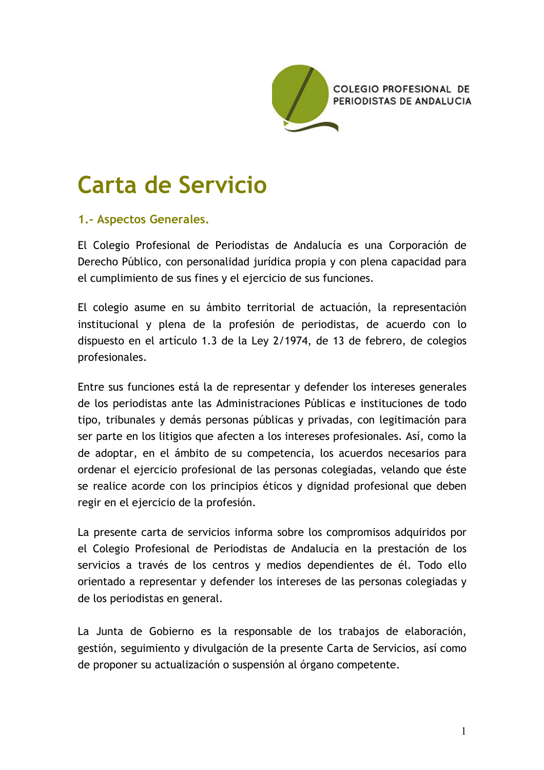COLEGIO PROFESIONAL DE PERIODISTAS DE ANDALUCIA

# Carta de Servicio

## 1.- Aspectos Generales.

El Colegio Profesional de Periodistas de Andalucía es una Corporación de Derecho Público, con personalidad jurídica propia y con plena capacidad para el cumplimiento de sus fines y el ejercicio de sus funciones.

El colegio asume en su ámbito territorial de actuación, la representación institucional y plena de la profesión de periodistas, de acuerdo con lo dispuesto en el artículo 1.3 de la Ley 2/1974, de 13 de febrero, de colegios profesionales.

Entre sus funciones está la de representar y defender los intereses generales de los periodistas ante las Administraciones Públicas e instituciones de todo tipo, tribunales y demás personas públicas y privadas, con legitimación para ser parte en los litigios que afecten a los intereses profesionales. Así, como la de adoptar, en el ámbito de su competencia, los acuerdos necesarios para ordenar el ejercicio profesional de las personas colegiadas, velando que éste se realice acorde con los principios éticos y dignidad profesional que deben regir en el ejercicio de la profesión.

La presente carta de servicios informa sobre los compromisos adquiridos por el Colegio Profesional de Periodistas de Andalucía en la prestación de los servicios a través de los centros y medios dependientes de él. Todo ello orientado a representar y defender los intereses de las personas colegiadas y de los periodistas en general.

La Junta de Gobierno es la responsable de los trabajos de elaboración, gestión, seguimiento y divulgación de la presente Carta de Servicios, así como de proponer su actualización o suspensión al órgano competente.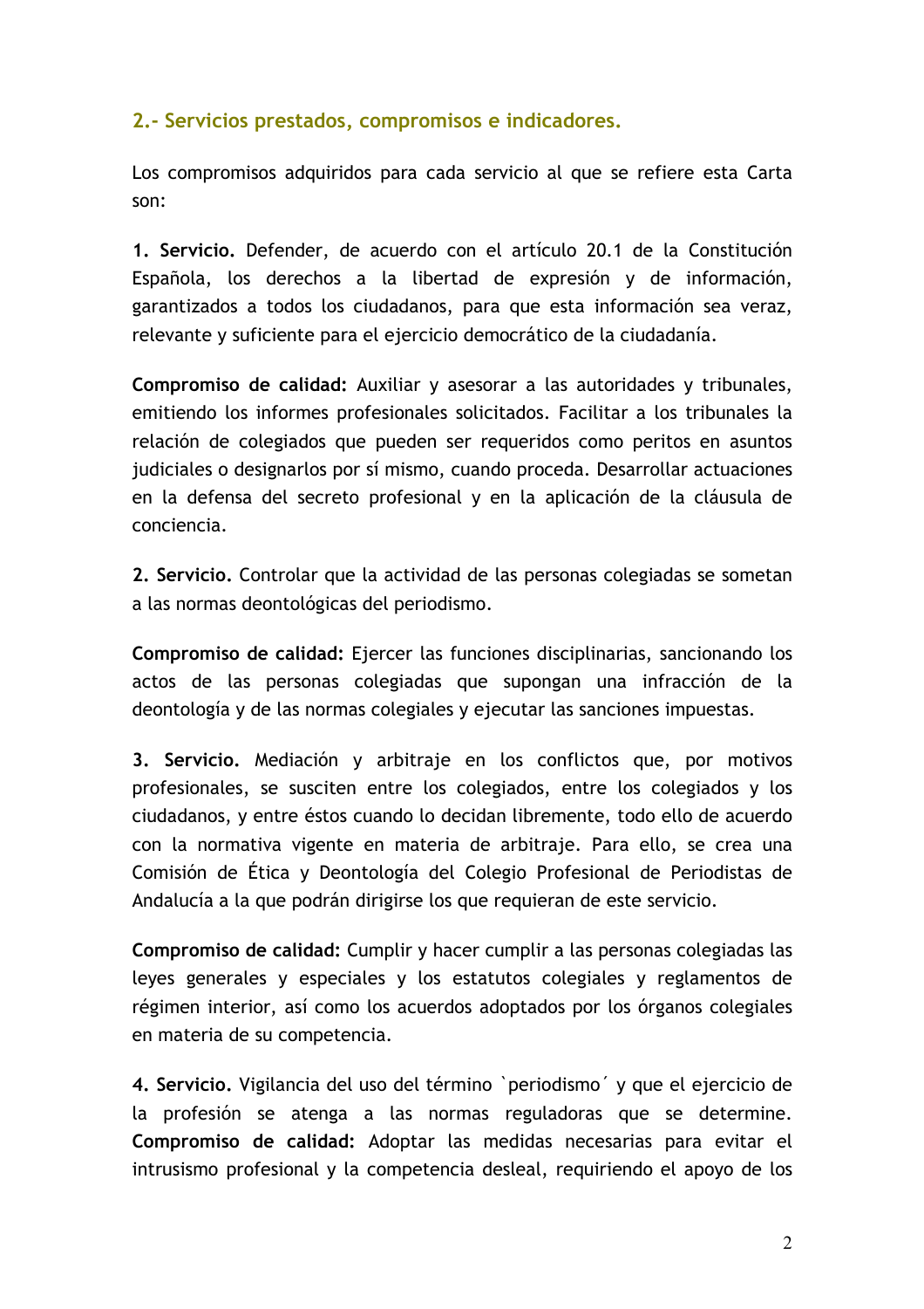## 2.- Servicios prestados, compromisos e indicadores.

Los compromisos adquiridos para cada servicio al que se refiere esta Carta son:

**1. Servicio.** Defender, de acuerdo con el artículo 20.1 de la Constitución Española, los derechos a la libertad de expresión y de información, garantizados a todos los ciudadanos, para que esta información sea veraz, relevante y suficiente para el ejercicio democrático de la ciudadanía.

**Compromiso de calidad:** Auxiliar y asesorar a las autoridades y tribunales, emitiendo los informes profesionales solicitados. Facilitar a los tribunales la relación de colegiados que pueden ser requeridos como peritos en asuntos judiciales o designarlos por sí mismo, cuando proceda. Desarrollar actuaciones en la defensa del secreto profesional y en la aplicación de la cláusula de conciencia.

**2. Servicio.** Controlar que la actividad de las personas colegiadas se sometan a las normas deontológicas del periodismo.

**Compromiso de calidad:** Ejercer las funciones disciplinarias, sancionando los actos de las personas colegiadas que supongan una infracción de la deontología y de las normas colegiales y ejecutar las sanciones impuestas.

**3. Servicio.** Mediación y arbitraje en los conflictos que, por motivos profesionales, se susciten entre los colegiados, entre los colegiados y los ciudadanos, y entre éstos cuando lo decidan libremente, todo ello de acuerdo con la normativa vigente en materia de arbitraje. Para ello, se crea una Comisión de Ética y Deontología del Colegio Profesional de Periodistas de Andalucía a la que podrán dirigirse los que requieran de este servicio.

**Compromiso de calidad:** Cumplir y hacer cumplir a las personas colegiadas las leyes generales y especiales y los estatutos colegiales y reglamentos de régimen interior, así como los acuerdos adoptados por los órganos colegiales en materia de su competencia.

**4. Servicio.** Vigilancia del uso del término `periodismo´ y que el ejercicio de la profesión se atenga a las normas reguladoras que se determine. **Compromiso de calidad:** Adoptar las medidas necesarias para evitar el intrusismo profesional y la competencia desleal, requiriendo el apoyo de los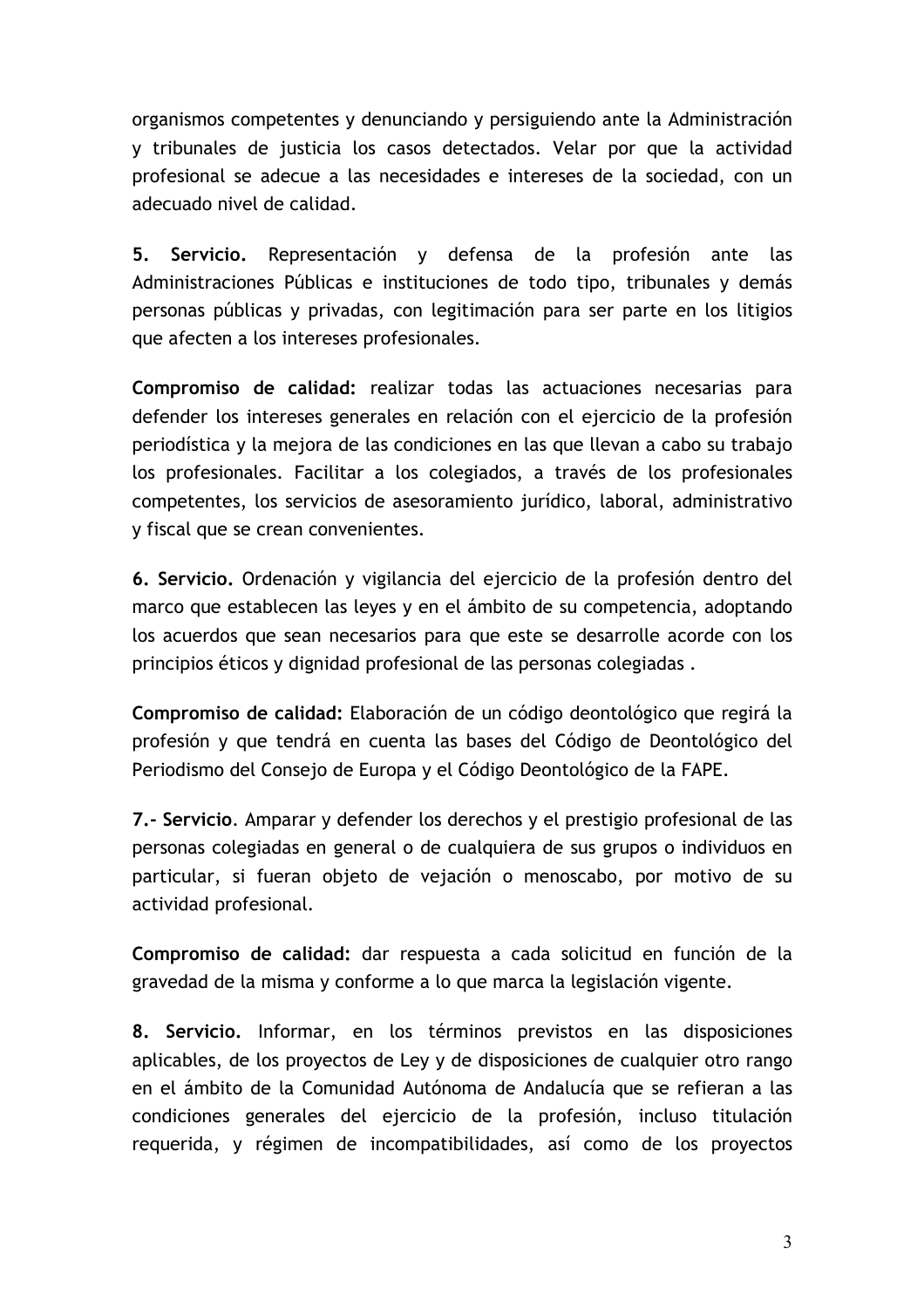organismos competentes y denunciando y persiguiendo ante la Administración y tribunales de justicia los casos detectados. Velar por que la actividad profesional se adecue a las necesidades e intereses de la sociedad, con un adecuado nivel de calidad.

**5. Servicio.** Representación y defensa de la profesión ante las Administraciones Públicas e instituciones de todo tipo, tribunales y demás personas públicas y privadas, con legitimación para ser parte en los litigios que afecten a los intereses profesionales.

**Compromiso de calidad:** realizar todas las actuaciones necesarias para defender los intereses generales en relación con el ejercicio de la profesión periodística y la mejora de las condiciones en las que llevan a cabo su trabajo los profesionales. Facilitar a los colegiados, a través de los profesionales competentes, los servicios de asesoramiento jurídico, laboral, administrativo y fiscal que se crean convenientes.

**6. Servicio.** Ordenación y vigilancia del ejercicio de la profesión dentro del marco que establecen las leyes y en el ámbito de su competencia, adoptando los acuerdos que sean necesarios para que este se desarrolle acorde con los principios éticos y dignidad profesional de las personas colegiadas .

**Compromiso de calidad:** Elaboración de un código deontológico que regirá la profesión y que tendrá en cuenta las bases del Código de Deontológico del Periodismo del Consejo de Europa y el Código Deontológico de la FAPE.

**7.- Servicio**. Amparar y defender los derechos y el prestigio profesional de las personas colegiadas en general o de cualquiera de sus grupos o individuos en particular, si fueran objeto de vejación o menoscabo, por motivo de su actividad profesional.

**Compromiso de calidad:** dar respuesta a cada solicitud en función de la gravedad de la misma y conforme a lo que marca la legislación vigente.

**8. Servicio.** Informar, en los términos previstos en las disposiciones aplicables, de los proyectos de Ley y de disposiciones de cualquier otro rango en el ámbito de la Comunidad Autónoma de Andalucía que se refieran a las condiciones generales del ejercicio de la profesión, incluso titulación requerida, y régimen de incompatibilidades, así como de los proyectos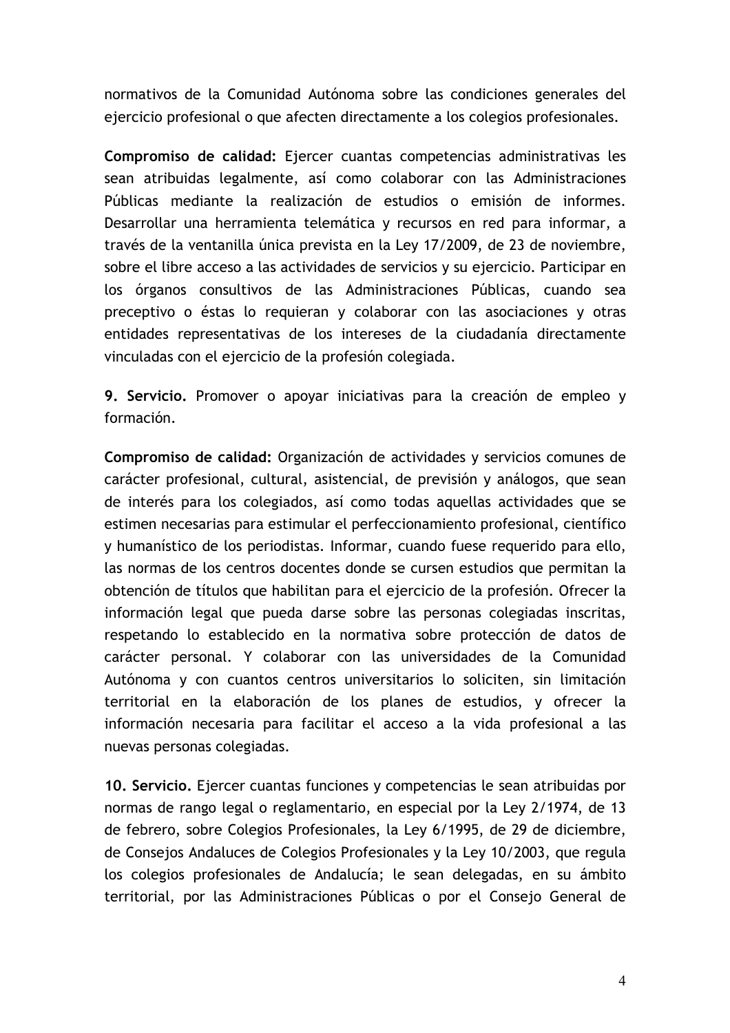normativos de la Comunidad Autónoma sobre las condiciones generales del ejercicio profesional o que afecten directamente a los colegios profesionales.

**Compromiso de calidad:** Ejercer cuantas competencias administrativas les sean atribuidas legalmente, así como colaborar con las Administraciones Públicas mediante la realización de estudios o emisión de informes. Desarrollar una herramienta telemática y recursos en red para informar, a través de la ventanilla única prevista en la Ley 17/2009, de 23 de noviembre, sobre el libre acceso a las actividades de servicios y su ejercicio. Participar en los órganos consultivos de las Administraciones Públicas, cuando sea preceptivo o éstas lo requieran y colaborar con las asociaciones y otras entidades representativas de los intereses de la ciudadanía directamente vinculadas con el ejercicio de la profesión colegiada.

**9. Servicio.** Promover o apoyar iniciativas para la creación de empleo y formación.

**Compromiso de calidad:** Organización de actividades y servicios comunes de carácter profesional, cultural, asistencial, de previsión y análogos, que sean de interés para los colegiados, así como todas aquellas actividades que se estimen necesarias para estimular el perfeccionamiento profesional, científico y humanístico de los periodistas. Informar, cuando fuese requerido para ello, las normas de los centros docentes donde se cursen estudios que permitan la obtención de títulos que habilitan para el ejercicio de la profesión. Ofrecer la información legal que pueda darse sobre las personas colegiadas inscritas, respetando lo establecido en la normativa sobre protección de datos de carácter personal. Y colaborar con las universidades de la Comunidad Autónoma y con cuantos centros universitarios lo soliciten, sin limitación territorial en la elaboración de los planes de estudios, y ofrecer la información necesaria para facilitar el acceso a la vida profesional a las nuevas personas colegiadas.

**10. Servicio.** Ejercer cuantas funciones y competencias le sean atribuidas por normas de rango legal o reglamentario, en especial por la Ley 2/1974, de 13 de febrero, sobre Colegios Profesionales, la Ley 6/1995, de 29 de diciembre, de Consejos Andaluces de Colegios Profesionales y la Ley 10/2003, que regula los colegios profesionales de Andalucía; le sean delegadas, en su ámbito territorial, por las Administraciones Públicas o por el Consejo General de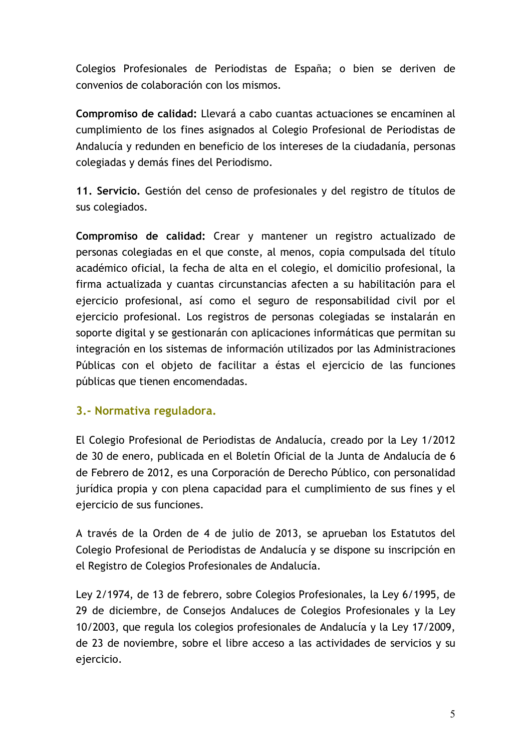Colegios Profesionales de Periodistas de España; o bien se deriven de convenios de colaboración con los mismos.

**Compromiso de calidad:** Llevará a cabo cuantas actuaciones se encaminen al cumplimiento de los fines asignados al Colegio Profesional de Periodistas de Andalucía y redunden en beneficio de los intereses de la ciudadanía, personas colegiadas y demás fines del Periodismo.

**11. Servicio.** Gestión del censo de profesionales y del registro de títulos de sus colegiados.

**Compromiso de calidad:** Crear y mantener un registro actualizado de personas colegiadas en el que conste, al menos, copia compulsada del título académico oficial, la fecha de alta en el colegio, el domicilio profesional, la firma actualizada y cuantas circunstancias afecten a su habilitación para el ejercicio profesional, así como el seguro de responsabilidad civil por el ejercicio profesional. Los registros de personas colegiadas se instalarán en soporte digital y se gestionarán con aplicaciones informáticas que permitan su integración en los sistemas de información utilizados por las Administraciones Públicas con el objeto de facilitar a éstas el ejercicio de las funciones públicas que tienen encomendadas.

## 3.- Normativa reguladora.

El Colegio Profesional de Periodistas de Andalucía, creado por la Ley 1/2012 de 30 de enero, publicada en el Boletín Oficial de la Junta de Andalucía de 6 de Febrero de 2012, es una Corporación de Derecho Público, con personalidad jurídica propia y con plena capacidad para el cumplimiento de sus fines y el ejercicio de sus funciones.

A través de la Orden de 4 de julio de 2013, se aprueban los Estatutos del Colegio Profesional de Periodistas de Andalucía y se dispone su inscripción en el Registro de Colegios Profesionales de Andalucía.

Ley 2/1974, de 13 de febrero, sobre Colegios Profesionales, la Ley 6/1995, de 29 de diciembre, de Consejos Andaluces de Colegios Profesionales y la Ley 10/2003, que regula los colegios profesionales de Andalucía y la Ley 17/2009, de 23 de noviembre, sobre el libre acceso a las actividades de servicios y su ejercicio.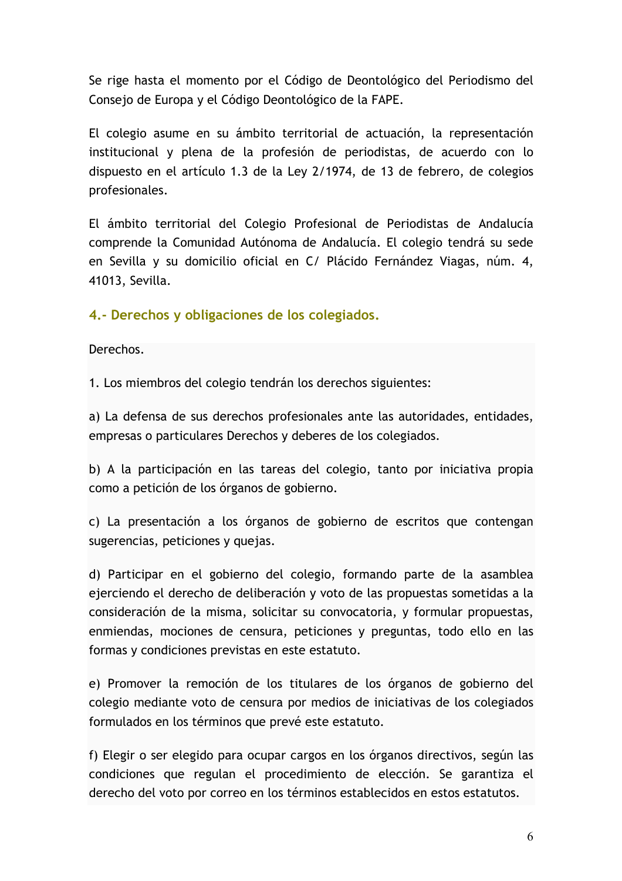Se rige hasta el momento por el Código de Deontológico del Periodismo del Consejo de Europa y el Código Deontológico de la FAPE.

El colegio asume en su ámbito territorial de actuación, la representación institucional y plena de la profesión de periodistas, de acuerdo con lo dispuesto en el artículo 1.3 de la Ley 2/1974, de 13 de febrero, de colegios profesionales.

El ámbito territorial del Colegio Profesional de Periodistas de Andalucía comprende la Comunidad Autónoma de Andalucía. El colegio tendrá su sede en Sevilla y su domicilio oficial en C/ Plácido Fernández Viagas, núm. 4, 41013, Sevilla.

## 4.- Derechos y obligaciones de los colegiados.

Derechos.

1. Los miembros del colegio tendrán los derechos siguientes:

a) La defensa de sus derechos profesionales ante las autoridades, entidades, empresas o particulares Derechos y deberes de los colegiados.

b) A la participación en las tareas del colegio, tanto por iniciativa propia como a petición de los órganos de gobierno.

c) La presentación a los órganos de gobierno de escritos que contengan sugerencias, peticiones y quejas.

d) Participar en el gobierno del colegio, formando parte de la asamblea ejerciendo el derecho de deliberación y voto de las propuestas sometidas a la consideración de la misma, solicitar su convocatoria, y formular propuestas, enmiendas, mociones de censura, peticiones y preguntas, todo ello en las formas y condiciones previstas en este estatuto.

e) Promover la remoción de los titulares de los órganos de gobierno del colegio mediante voto de censura por medios de iniciativas de los colegiados formulados en los términos que prevé este estatuto.

f) Elegir o ser elegido para ocupar cargos en los órganos directivos, según las condiciones que regulan el procedimiento de elección. Se garantiza el derecho del voto por correo en los términos establecidos en estos estatutos.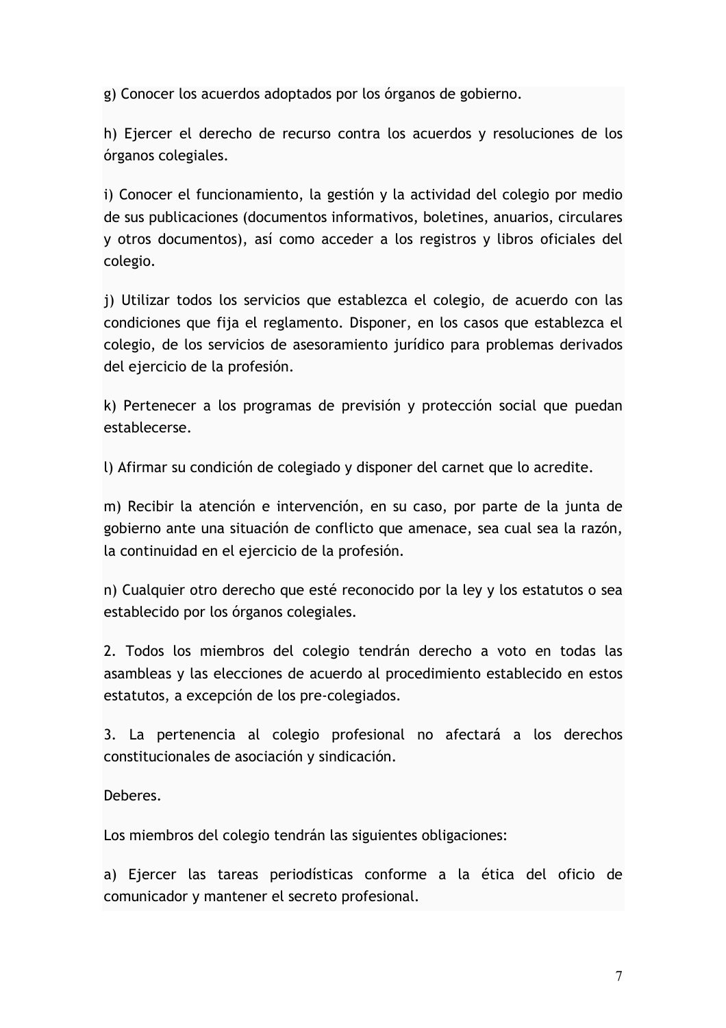g) Conocer los acuerdos adoptados por los órganos de gobierno.

h) Ejercer el derecho de recurso contra los acuerdos y resoluciones de los órganos colegiales.

i) Conocer el funcionamiento, la gestión y la actividad del colegio por medio de sus publicaciones (documentos informativos, boletines, anuarios, circulares y otros documentos), así como acceder a los registros y libros oficiales del colegio.

j) Utilizar todos los servicios que establezca el colegio, de acuerdo con las condiciones que fija el reglamento. Disponer, en los casos que establezca el colegio, de los servicios de asesoramiento jurídico para problemas derivados del ejercicio de la profesión.

k) Pertenecer a los programas de previsión y protección social que puedan establecerse.

l) Afirmar su condición de colegiado y disponer del carnet que lo acredite.

m) Recibir la atención e intervención, en su caso, por parte de la junta de gobierno ante una situación de conflicto que amenace, sea cual sea la razón, la continuidad en el ejercicio de la profesión.

n) Cualquier otro derecho que esté reconocido por la ley y los estatutos o sea establecido por los órganos colegiales.

2. Todos los miembros del colegio tendrán derecho a voto en todas las asambleas y las elecciones de acuerdo al procedimiento establecido en estos estatutos, a excepción de los pre-colegiados.

3. La pertenencia al colegio profesional no afectará a los derechos constitucionales de asociación y sindicación.

Deberes.

Los miembros del colegio tendrán las siguientes obligaciones:

a) Ejercer las tareas periodísticas conforme a la ética del oficio de comunicador y mantener el secreto profesional.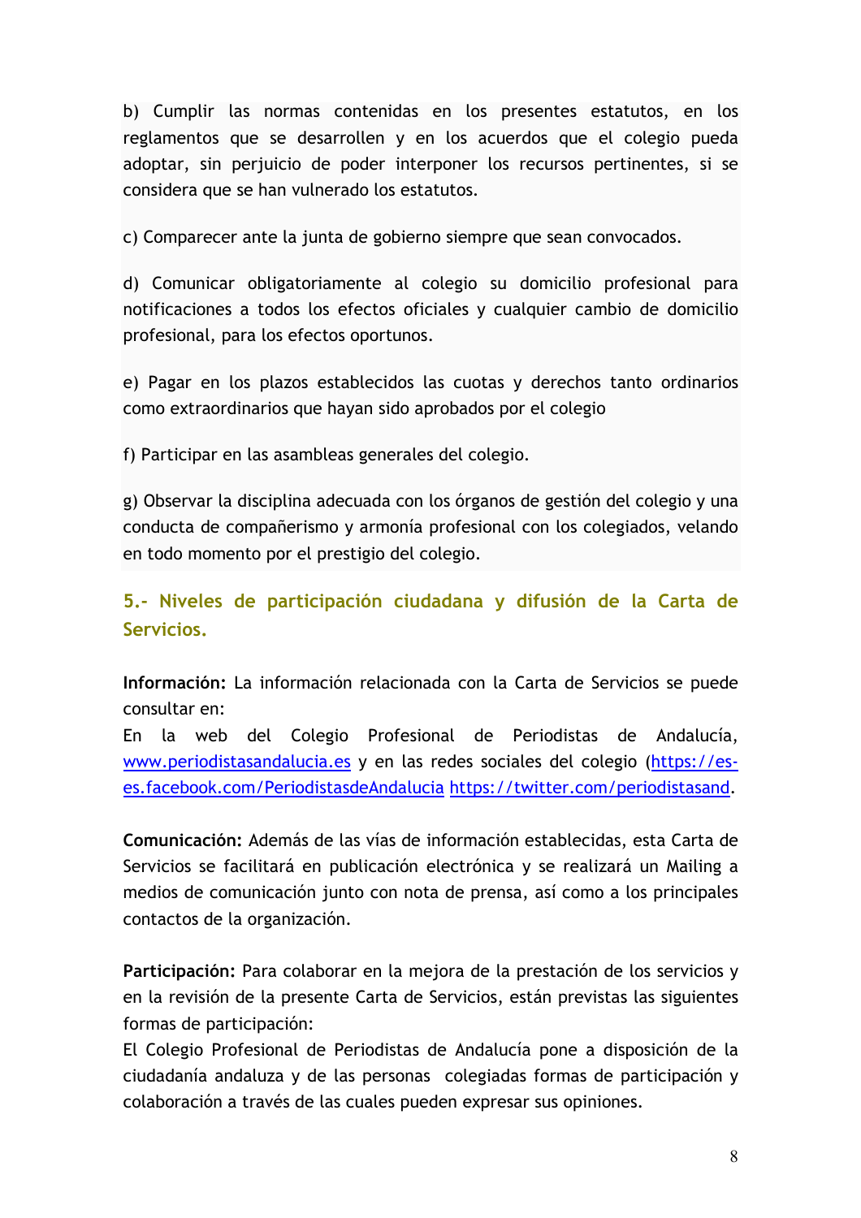b) Cumplir las normas contenidas en los presentes estatutos, en los reglamentos que se desarrollen y en los acuerdos que el colegio pueda adoptar, sin perjuicio de poder interponer los recursos pertinentes, si se considera que se han vulnerado los estatutos.

c) Comparecer ante la junta de gobierno siempre que sean convocados.

d) Comunicar obligatoriamente al colegio su domicilio profesional para notificaciones a todos los efectos oficiales y cualquier cambio de domicilio profesional, para los efectos oportunos.

e) Pagar en los plazos establecidos las cuotas y derechos tanto ordinarios como extraordinarios que hayan sido aprobados por el colegio

f) Participar en las asambleas generales del colegio.

g) Observar la disciplina adecuada con los órganos de gestión del colegio y una conducta de compañerismo y armonía profesional con los colegiados, velando en todo momento por el prestigio del colegio.

## 5.- Niveles de participación ciudadana y difusión de la Carta de Servicios.

**Información:** La información relacionada con la Carta de Servicios se puede consultar en:
En la web del Colegio Profesional de Periodistas de Andalucía, www.periodistasandalucia.es y en las redes sociales del colegio (https://es-es.facebook.com/PeriodistasdeAndalucia https://twitter.com/periodistasand.

**Comunicación:** Además de las vías de información establecidas, esta Carta de Servicios se facilitará en publicación electrónica y se realizará un Mailing a medios de comunicación junto con nota de prensa, así como a los principales contactos de la organización.

**Participación:** Para colaborar en la mejora de la prestación de los servicios y en la revisión de la presente Carta de Servicios, están previstas las siguientes formas de participación:
El Colegio Profesional de Periodistas de Andalucía pone a disposición de la ciudadanía andaluza y de las personas colegiadas formas de participación y colaboración a través de las cuales pueden expresar sus opiniones.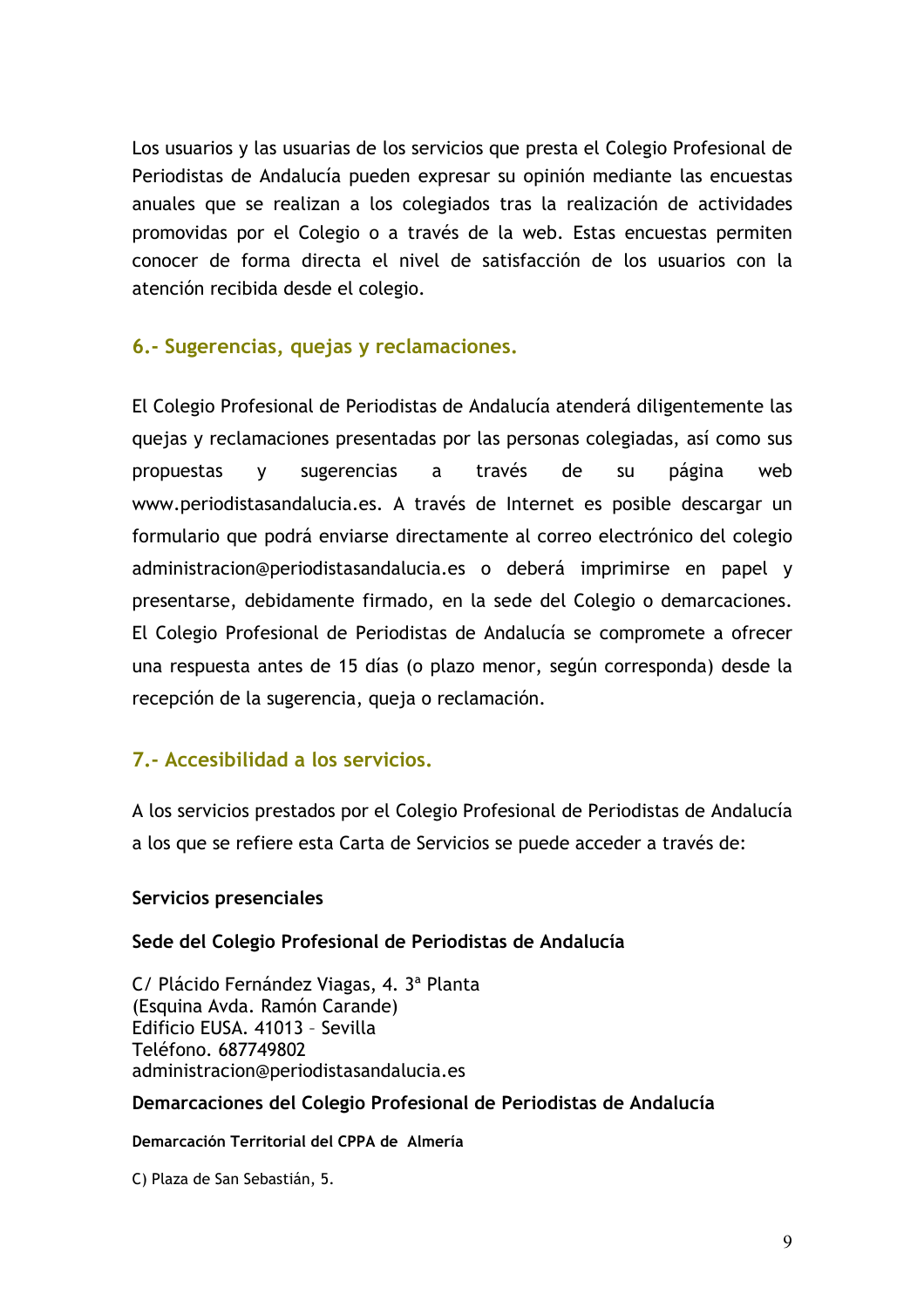Los usuarios y las usuarias de los servicios que presta el Colegio Profesional de Periodistas de Andalucía pueden expresar su opinión mediante las encuestas anuales que se realizan a los colegiados tras la realización de actividades promovidas por el Colegio o a través de la web. Estas encuestas permiten conocer de forma directa el nivel de satisfacción de los usuarios con la atención recibida desde el colegio.

## 6.- Sugerencias, quejas y reclamaciones.

El Colegio Profesional de Periodistas de Andalucía atenderá diligentemente las quejas y reclamaciones presentadas por las personas colegiadas, así como sus propuestas y sugerencias a través de su página web www.periodistasandalucia.es. A través de Internet es posible descargar un formulario que podrá enviarse directamente al correo electrónico del colegio administracion@periodistasandalucia.es o deberá imprimirse en papel y presentarse, debidamente firmado, en la sede del Colegio o demarcaciones. El Colegio Profesional de Periodistas de Andalucía se compromete a ofrecer una respuesta antes de 15 días (o plazo menor, según corresponda) desde la recepción de la sugerencia, queja o reclamación.

## 7.- Accesibilidad a los servicios.

A los servicios prestados por el Colegio Profesional de Periodistas de Andalucía a los que se refiere esta Carta de Servicios se puede acceder a través de:

**Servicios presenciales**

**Sede del Colegio Profesional de Periodistas de Andalucía**

C/ Plácido Fernández Viagas, 4. 3ª Planta
(Esquina Avda. Ramón Carande)
Edificio EUSA. 41013 – Sevilla
Teléfono. 687749802
administracion@periodistasandalucia.es

**Demarcaciones del Colegio Profesional de Periodistas de Andalucía**

**Demarcación Territorial del CPPA de Almería**

C) Plaza de San Sebastián, 5.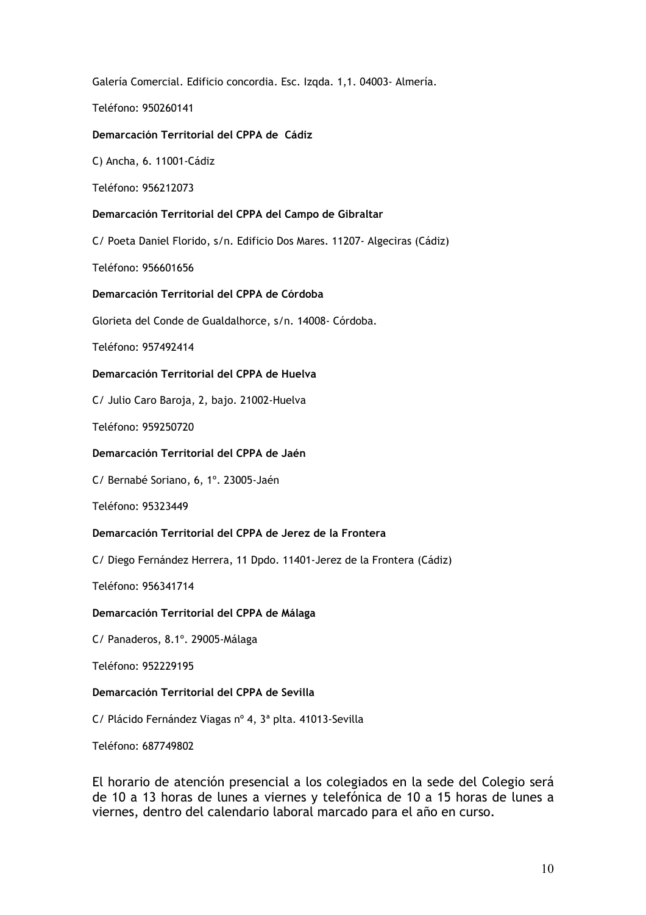Galería Comercial. Edificio concordia. Esc. Izqda. 1,1. 04003- Almería.

Teléfono: 950260141

**Demarcación Territorial del CPPA de Cádiz**

C) Ancha, 6. 11001-Cádiz

Teléfono: 956212073

**Demarcación Territorial del CPPA del Campo de Gibraltar**

C/ Poeta Daniel Florido, s/n. Edificio Dos Mares. 11207- Algeciras (Cádiz)

Teléfono: 956601656

**Demarcación Territorial del CPPA de Córdoba**

Glorieta del Conde de Gualdalhorce, s/n. 14008- Córdoba.

Teléfono: 957492414

**Demarcación Territorial del CPPA de Huelva**

C/ Julio Caro Baroja, 2, bajo. 21002-Huelva

Teléfono: 959250720

**Demarcación Territorial del CPPA de Jaén**

C/ Bernabé Soriano, 6, 1º. 23005-Jaén

Teléfono: 95323449

**Demarcación Territorial del CPPA de Jerez de la Frontera**

C/ Diego Fernández Herrera, 11 Dpdo. 11401-Jerez de la Frontera (Cádiz)

Teléfono: 956341714

**Demarcación Territorial del CPPA de Málaga**

C/ Panaderos, 8.1º. 29005-Málaga

Teléfono: 952229195

**Demarcación Territorial del CPPA de Sevilla**

C/ Plácido Fernández Viagas nº 4, 3ª plta. 41013-Sevilla

Teléfono: 687749802

El horario de atención presencial a los colegiados en la sede del Colegio será de 10 a 13 horas de lunes a viernes y telefónica de 10 a 15 horas de lunes a viernes, dentro del calendario laboral marcado para el año en curso.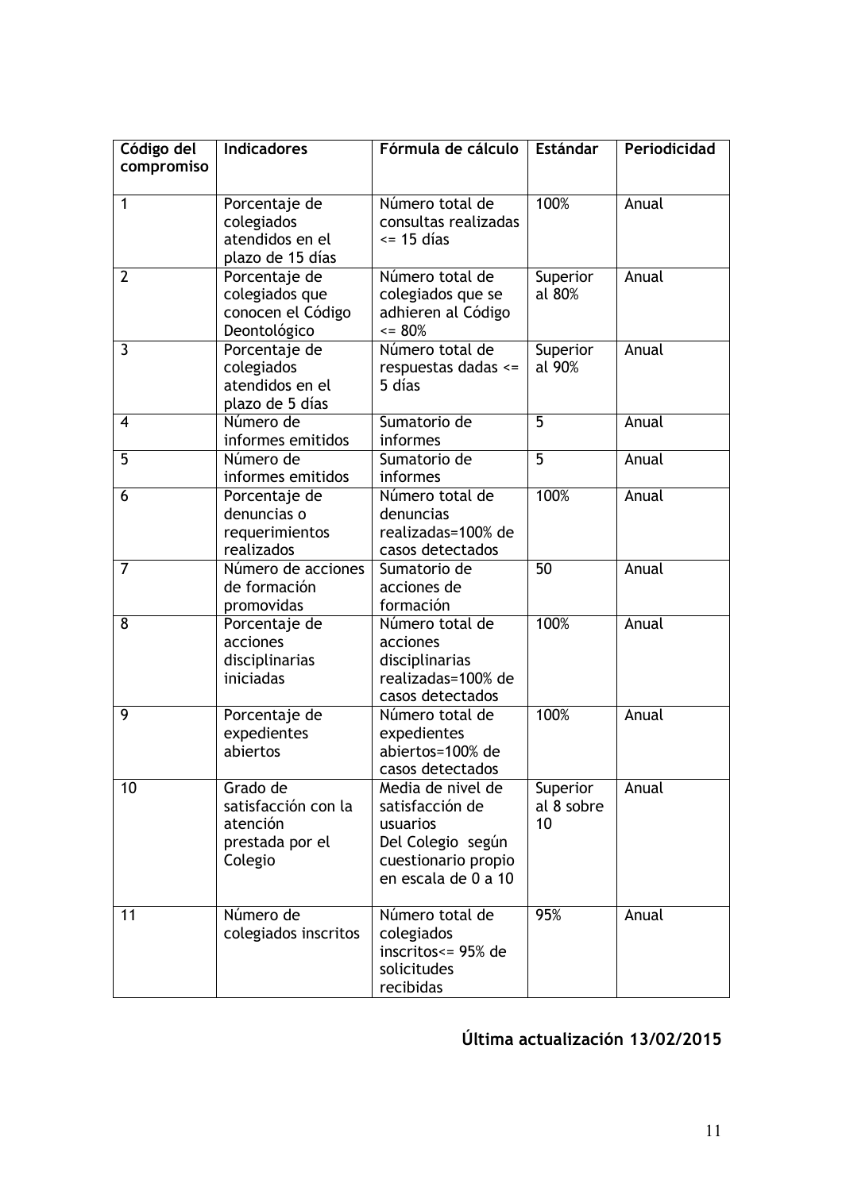| Código del compromiso | Indicadores | Fórmula de cálculo | Estándar | Periodicidad |
|---|---|---|---|---|
| 1 | Porcentaje de colegiados atendidos en el plazo de 15 días | Número total de consultas realizadas <= 15 días | 100% | Anual |
| 2 | Porcentaje de colegiados que conocen el Código Deontológico | Número total de colegiados que se adhieren al Código <= 80% | Superior al 80% | Anual |
| 3 | Porcentaje de colegiados atendidos en el plazo de 5 días | Número total de respuestas dadas <= 5 días | Superior al 90% | Anual |
| 4 | Número de informes emitidos | Sumatorio de informes | 5 | Anual |
| 5 | Número de informes emitidos | Sumatorio de informes | 5 | Anual |
| 6 | Porcentaje de denuncias o requerimientos realizados | Número total de denuncias realizadas=100% de casos detectados | 100% | Anual |
| 7 | Número de acciones de formación promovidas | Sumatorio de acciones de formación | 50 | Anual |
| 8 | Porcentaje de acciones disciplinarias iniciadas | Número total de acciones disciplinarias realizadas=100% de casos detectados | 100% | Anual |
| 9 | Porcentaje de expedientes abiertos | Número total de expedientes abiertos=100% de casos detectados | 100% | Anual |
| 10 | Grado de satisfacción con la atención prestada por el Colegio | Media de nivel de satisfacción de usuarios Del Colegio según cuestionario propio en escala de 0 a 10 | Superior al 8 sobre 10 | Anual |
| 11 | Número de colegiados inscritos | Número total de colegiados inscritos<= 95% de solicitudes recibidas | 95% | Anual |

**Última actualización 13/02/2015**